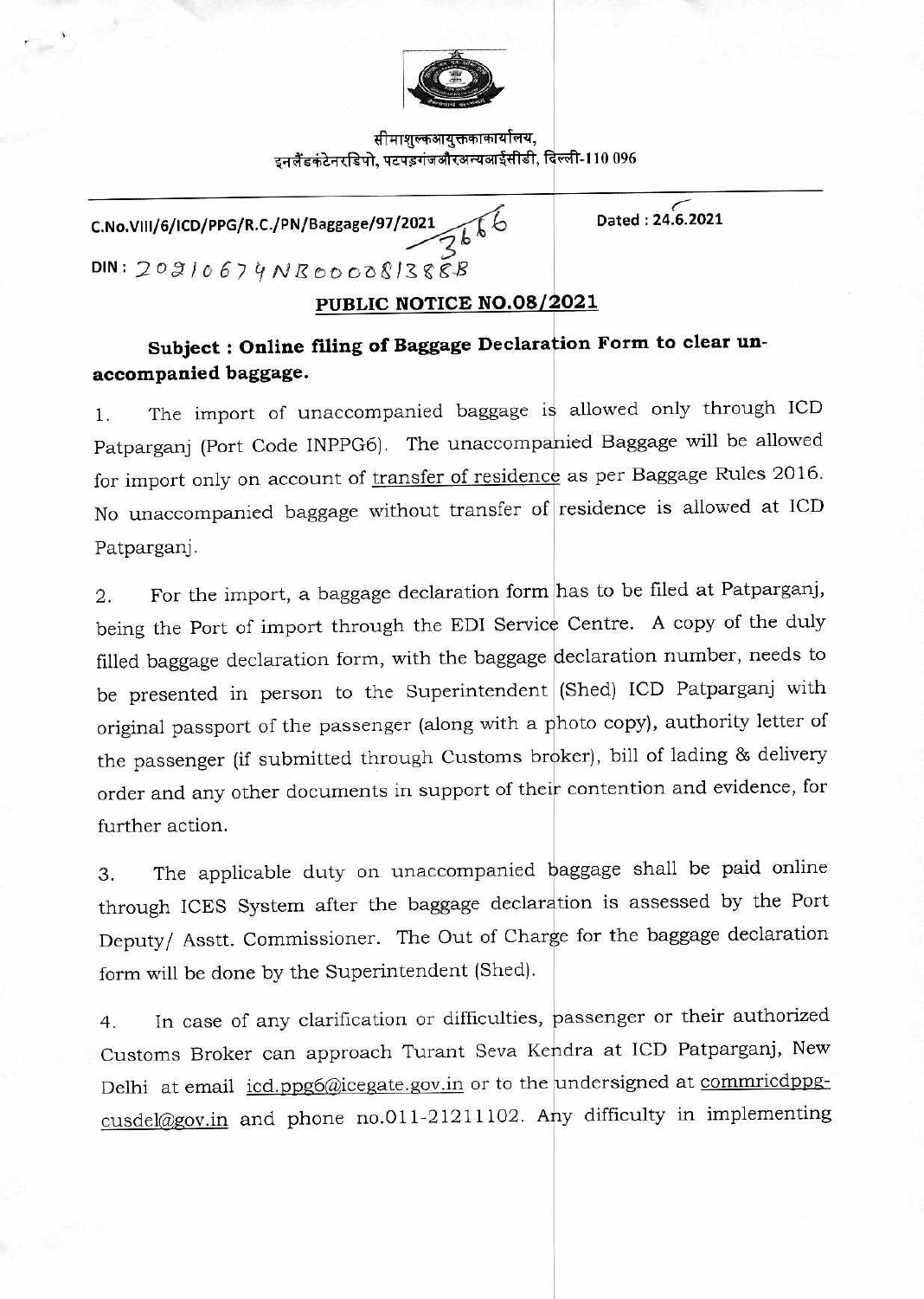सीमाशुल्कआयुक्तकाकार्यालय,
इनलैंडकंटेनरडिपो, पटपड़गंजऔरअन्यआईसीडी, दिल्ली-110 096

C.No.VIII/6/ICD/PPG/R.C./PN/Baggage/97/2021 3666

Dated : 24.6.2021

DIN : 20210674NB000081388B

## PUBLIC NOTICE NO.08/2021

### Subject : Online filing of Baggage Declaration Form to clear un-accompanied baggage.

1. The import of unaccompanied baggage is allowed only through ICD Patparganj (Port Code INPPG6). The unaccompanied Baggage will be allowed for import only on account of transfer of residence as per Baggage Rules 2016. No unaccompanied baggage without transfer of residence is allowed at ICD Patparganj.

2. For the import, a baggage declaration form has to be filed at Patparganj, being the Port of import through the EDI Service Centre. A copy of the duly filled baggage declaration form, with the baggage declaration number, needs to be presented in person to the Superintendent (Shed) ICD Patparganj with original passport of the passenger (along with a photo copy), authority letter of the passenger (if submitted through Customs broker), bill of lading & delivery order and any other documents in support of their contention and evidence, for further action.

3. The applicable duty on unaccompanied baggage shall be paid online through ICES System after the baggage declaration is assessed by the Port Deputy/ Asstt. Commissioner. The Out of Charge for the baggage declaration form will be done by the Superintendent (Shed).

4. In case of any clarification or difficulties, passenger or their authorized Customs Broker can approach Turant Seva Kendra at ICD Patparganj, New Delhi at email icd.ppg6@icegate.gov.in or to the undersigned at commricdppg-cusdel@gov.in and phone no.011-21211102. Any difficulty in implementing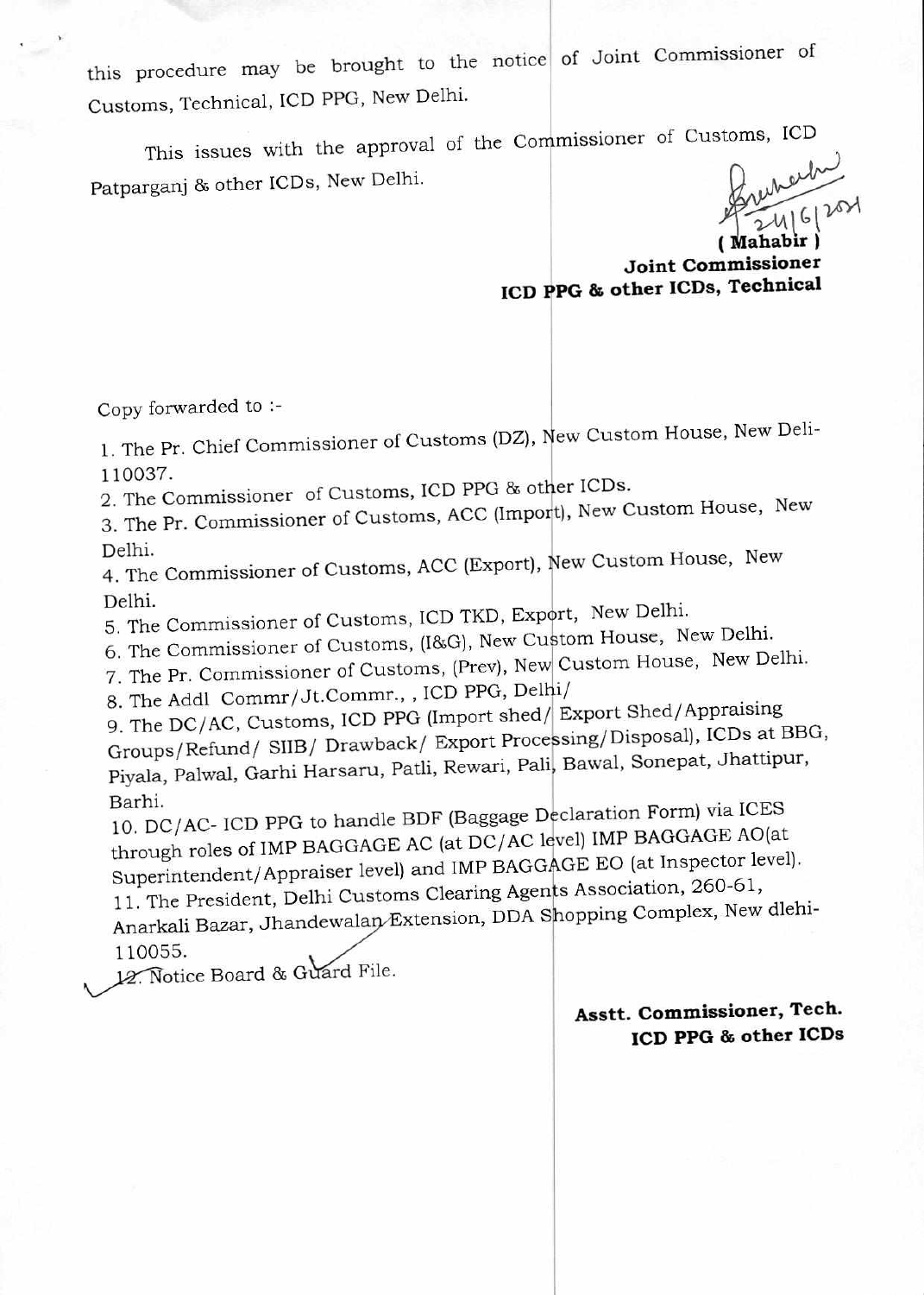this procedure may be brought to the notice of Joint Commissioner of Customs, Technical, ICD PPG, New Delhi.

This issues with the approval of the Commissioner of Customs, ICD Patparganj & other ICDs, New Delhi.

24/6/2021

**( Mahabir )**
**Joint Commissioner**
**ICD PPG & other ICDs, Technical**

Copy forwarded to :-

1. The Pr. Chief Commissioner of Customs (DZ), New Custom House, New Deli-110037.
2. The Commissioner of Customs, ICD PPG & other ICDs.
3. The Pr. Commissioner of Customs, ACC (Import), New Custom House, New Delhi.
4. The Commissioner of Customs, ACC (Export), New Custom House, New Delhi.
5. The Commissioner of Customs, ICD TKD, Export, New Delhi.
6. The Commissioner of Customs, (I&G), New Custom House, New Delhi.
7. The Pr. Commissioner of Customs, (Prev), New Custom House, New Delhi.
8. The Addl Commr/Jt.Commr., , ICD PPG, Delhi/
9. The DC/AC, Customs, ICD PPG (Import shed/ Export Shed/Appraising Groups/Refund/ SIIB/ Drawback/ Export Processing/Disposal), ICDs at BBG, Piyala, Palwal, Garhi Harsaru, Patli, Rewari, Pali, Bawal, Sonepat, Jhattipur, Barhi.
10. DC/AC- ICD PPG to handle BDF (Baggage Declaration Form) via ICES through roles of IMP BAGGAGE AC (at DC/AC level) IMP BAGGAGE AO(at Superintendent/Appraiser level) and IMP BAGGAGE EO (at Inspector level).
11. The President, Delhi Customs Clearing Agents Association, 260-61, Anarkali Bazar, Jhandewalan Extension, DDA Shopping Complex, New dlehi-110055.
12. Notice Board & Guard File.

**Asstt. Commissioner, Tech.**
**ICD PPG & other ICDs**